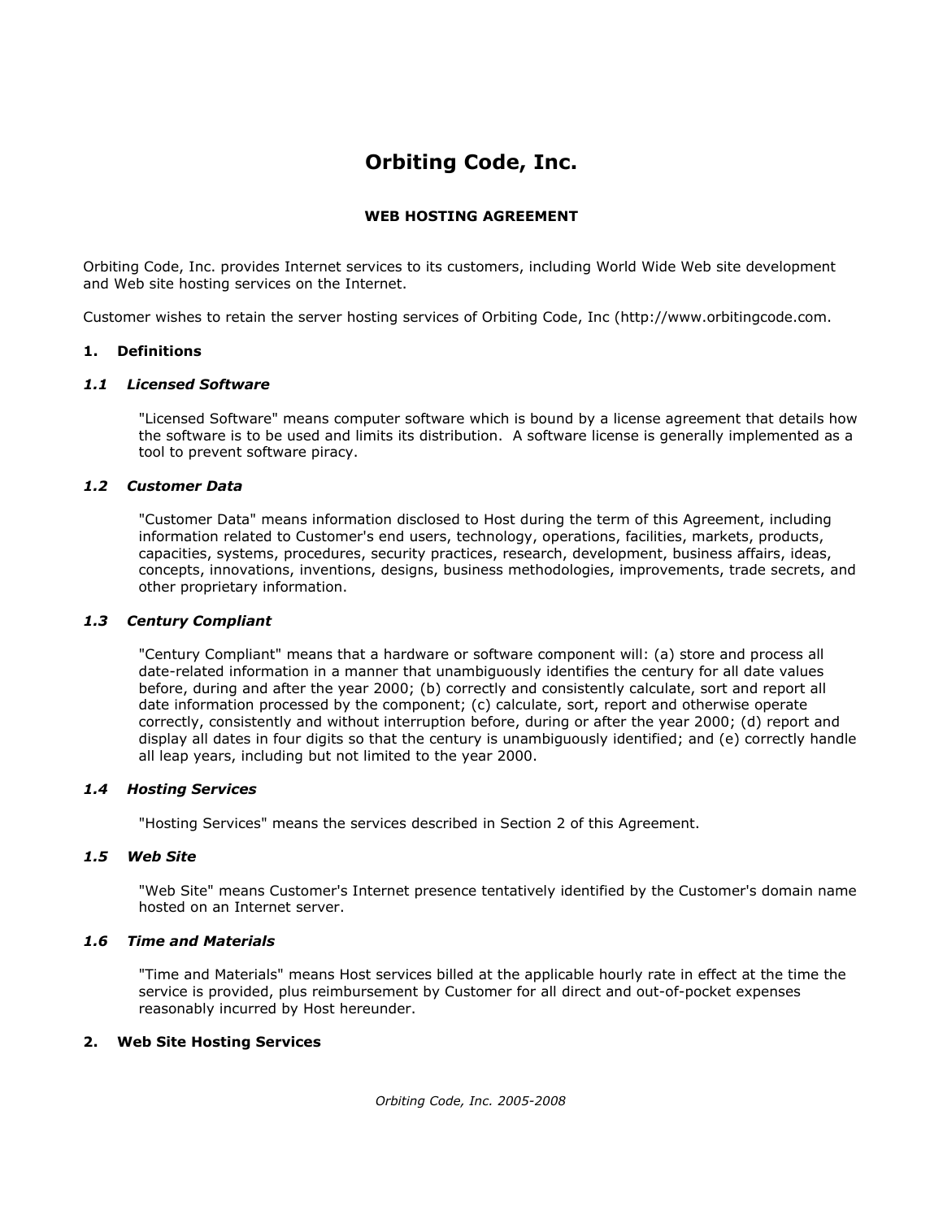# Orbiting Code, Inc.

## WEB HOSTING AGREEMENT

Orbiting Code, Inc. provides Internet services to its customers, including World Wide Web site development and Web site hosting services on the Internet.

Customer wishes to retain the server hosting services of Orbiting Code, Inc (http://www.orbitingcode.com.

### 1. Definitions

#### *1.1 Licensed Software*

"Licensed Software" means computer software which is bound by a license agreement that details how the software is to be used and limits its distribution. A software license is generally implemented as a tool to prevent software piracy.

#### *1.2 Customer Data*

"Customer Data" means information disclosed to Host during the term of this Agreement, including information related to Customer's end users, technology, operations, facilities, markets, products, capacities, systems, procedures, security practices, research, development, business affairs, ideas, concepts, innovations, inventions, designs, business methodologies, improvements, trade secrets, and other proprietary information.

#### *1.3 Century Compliant*

"Century Compliant" means that a hardware or software component will: (a) store and process all date-related information in a manner that unambiguously identifies the century for all date values before, during and after the year 2000; (b) correctly and consistently calculate, sort and report all date information processed by the component; (c) calculate, sort, report and otherwise operate correctly, consistently and without interruption before, during or after the year 2000; (d) report and display all dates in four digits so that the century is unambiguously identified; and (e) correctly handle all leap years, including but not limited to the year 2000.

#### *1.4 Hosting Services*

"Hosting Services" means the services described in Section 2 of this Agreement.

#### *1.5 Web Site*

"Web Site" means Customer's Internet presence tentatively identified by the Customer's domain name hosted on an Internet server.

#### *1.6 Time and Materials*

"Time and Materials" means Host services billed at the applicable hourly rate in effect at the time the service is provided, plus reimbursement by Customer for all direct and out-of-pocket expenses reasonably incurred by Host hereunder.

### 2. Web Site Hosting Services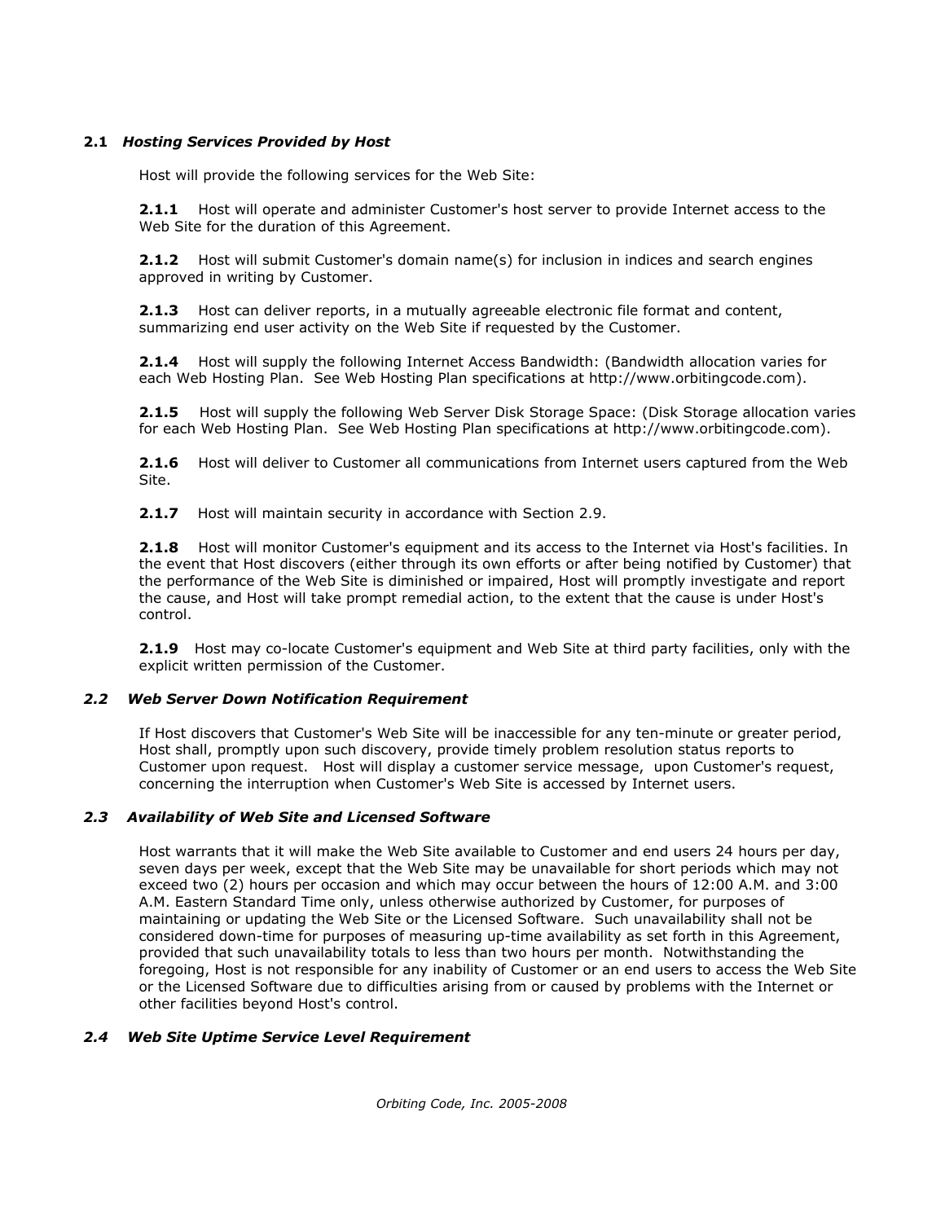### 2.1 *Hosting Services Provided by Host*

Host will provide the following services for the Web Site:

**2.1.1** Host will operate and administer Customer's host server to provide Internet access to the Web Site for the duration of this Agreement.

**2.1.2** Host will submit Customer's domain name(s) for inclusion in indices and search engines approved in writing by Customer.

**2.1.3** Host can deliver reports, in a mutually agreeable electronic file format and content, summarizing end user activity on the Web Site if requested by the Customer.

**2.1.4** Host will supply the following Internet Access Bandwidth: (Bandwidth allocation varies for each Web Hosting Plan. See Web Hosting Plan specifications at http://www.orbitingcode.com).

**2.1.5** Host will supply the following Web Server Disk Storage Space: (Disk Storage allocation varies for each Web Hosting Plan. See Web Hosting Plan specifications at http://www.orbitingcode.com).

**2.1.6** Host will deliver to Customer all communications from Internet users captured from the Web Site.

**2.1.7** Host will maintain security in accordance with Section 2.9.

**2.1.8** Host will monitor Customer's equipment and its access to the Internet via Host's facilities. In the event that Host discovers (either through its own efforts or after being notified by Customer) that the performance of the Web Site is diminished or impaired, Host will promptly investigate and report the cause, and Host will take prompt remedial action, to the extent that the cause is under Host's control.

**2.1.9** Host may co-locate Customer's equipment and Web Site at third party facilities, only with the explicit written permission of the Customer.

### *2.2 Web Server Down Notification Requirement*

If Host discovers that Customer's Web Site will be inaccessible for any ten-minute or greater period, Host shall, promptly upon such discovery, provide timely problem resolution status reports to Customer upon request. Host will display a customer service message, upon Customer's request, concerning the interruption when Customer's Web Site is accessed by Internet users.

### *2.3 Availability of Web Site and Licensed Software*

Host warrants that it will make the Web Site available to Customer and end users 24 hours per day, seven days per week, except that the Web Site may be unavailable for short periods which may not exceed two (2) hours per occasion and which may occur between the hours of 12:00 A.M. and 3:00 A.M. Eastern Standard Time only, unless otherwise authorized by Customer, for purposes of maintaining or updating the Web Site or the Licensed Software. Such unavailability shall not be considered down-time for purposes of measuring up-time availability as set forth in this Agreement, provided that such unavailability totals to less than two hours per month. Notwithstanding the foregoing, Host is not responsible for any inability of Customer or an end users to access the Web Site or the Licensed Software due to difficulties arising from or caused by problems with the Internet or other facilities beyond Host's control.

### *2.4 Web Site Uptime Service Level Requirement*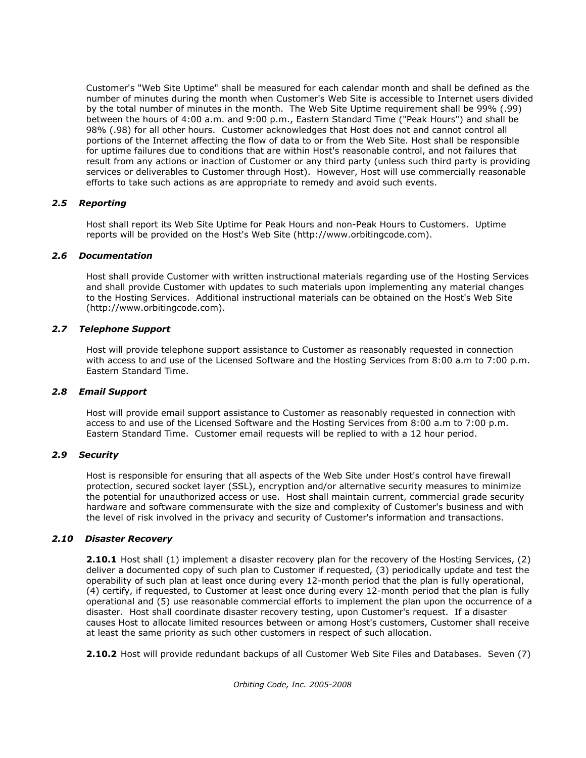Customer's "Web Site Uptime" shall be measured for each calendar month and shall be defined as the number of minutes during the month when Customer's Web Site is accessible to Internet users divided by the total number of minutes in the month. The Web Site Uptime requirement shall be 99% (.99) between the hours of 4:00 a.m. and 9:00 p.m., Eastern Standard Time ("Peak Hours") and shall be 98% (.98) for all other hours. Customer acknowledges that Host does not and cannot control all portions of the Internet affecting the flow of data to or from the Web Site. Host shall be responsible for uptime failures due to conditions that are within Host's reasonable control, and not failures that result from any actions or inaction of Customer or any third party (unless such third party is providing services or deliverables to Customer through Host). However, Host will use commercially reasonable efforts to take such actions as are appropriate to remedy and avoid such events.

### *2.5 Reporting*

Host shall report its Web Site Uptime for Peak Hours and non-Peak Hours to Customers. Uptime reports will be provided on the Host's Web Site (http://www.orbitingcode.com).

### *2.6 Documentation*

Host shall provide Customer with written instructional materials regarding use of the Hosting Services and shall provide Customer with updates to such materials upon implementing any material changes to the Hosting Services. Additional instructional materials can be obtained on the Host's Web Site (http://www.orbitingcode.com).

### *2.7 Telephone Support*

Host will provide telephone support assistance to Customer as reasonably requested in connection with access to and use of the Licensed Software and the Hosting Services from 8:00 a.m to 7:00 p.m. Eastern Standard Time.

### *2.8 Email Support*

Host will provide email support assistance to Customer as reasonably requested in connection with access to and use of the Licensed Software and the Hosting Services from 8:00 a.m to 7:00 p.m. Eastern Standard Time. Customer email requests will be replied to with a 12 hour period.

### *2.9 Security*

Host is responsible for ensuring that all aspects of the Web Site under Host's control have firewall protection, secured socket layer (SSL), encryption and/or alternative security measures to minimize the potential for unauthorized access or use. Host shall maintain current, commercial grade security hardware and software commensurate with the size and complexity of Customer's business and with the level of risk involved in the privacy and security of Customer's information and transactions.

### *2.10 Disaster Recovery*

**2.10.1** Host shall (1) implement a disaster recovery plan for the recovery of the Hosting Services, (2) deliver a documented copy of such plan to Customer if requested, (3) periodically update and test the operability of such plan at least once during every 12-month period that the plan is fully operational, (4) certify, if requested, to Customer at least once during every 12-month period that the plan is fully operational and (5) use reasonable commercial efforts to implement the plan upon the occurrence of a disaster. Host shall coordinate disaster recovery testing, upon Customer's request. If a disaster causes Host to allocate limited resources between or among Host's customers, Customer shall receive at least the same priority as such other customers in respect of such allocation.

**2.10.2** Host will provide redundant backups of all Customer Web Site Files and Databases. Seven (7)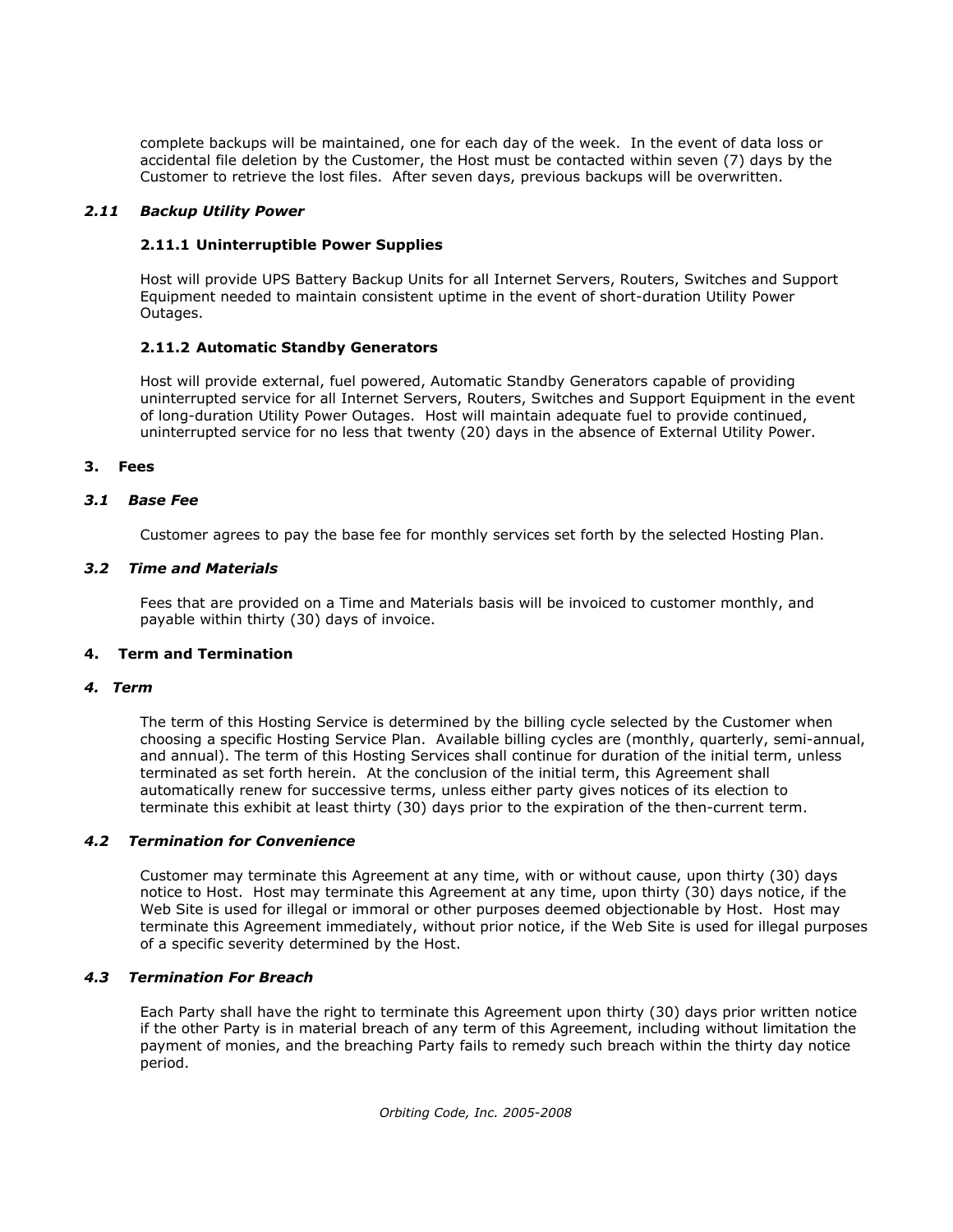complete backups will be maintained, one for each day of the week. In the event of data loss or accidental file deletion by the Customer, the Host must be contacted within seven (7) days by the Customer to retrieve the lost files. After seven days, previous backups will be overwritten.

### *2.11 Backup Utility Power*

#### 2.11.1 Uninterruptible Power Supplies

Host will provide UPS Battery Backup Units for all Internet Servers, Routers, Switches and Support Equipment needed to maintain consistent uptime in the event of short-duration Utility Power Outages.

#### 2.11.2 Automatic Standby Generators

Host will provide external, fuel powered, Automatic Standby Generators capable of providing uninterrupted service for all Internet Servers, Routers, Switches and Support Equipment in the event of long-duration Utility Power Outages. Host will maintain adequate fuel to provide continued, uninterrupted service for no less that twenty (20) days in the absence of External Utility Power.

## 3. Fees

### *3.1 Base Fee*

Customer agrees to pay the base fee for monthly services set forth by the selected Hosting Plan.

### *3.2 Time and Materials*

Fees that are provided on a Time and Materials basis will be invoiced to customer monthly, and payable within thirty (30) days of invoice.

## 4. Term and Termination

### *4. Term*

The term of this Hosting Service is determined by the billing cycle selected by the Customer when choosing a specific Hosting Service Plan. Available billing cycles are (monthly, quarterly, semi-annual, and annual). The term of this Hosting Services shall continue for duration of the initial term, unless terminated as set forth herein. At the conclusion of the initial term, this Agreement shall automatically renew for successive terms, unless either party gives notices of its election to terminate this exhibit at least thirty (30) days prior to the expiration of the then-current term.

### *4.2 Termination for Convenience*

Customer may terminate this Agreement at any time, with or without cause, upon thirty (30) days notice to Host. Host may terminate this Agreement at any time, upon thirty (30) days notice, if the Web Site is used for illegal or immoral or other purposes deemed objectionable by Host. Host may terminate this Agreement immediately, without prior notice, if the Web Site is used for illegal purposes of a specific severity determined by the Host.

### *4.3 Termination For Breach*

Each Party shall have the right to terminate this Agreement upon thirty (30) days prior written notice if the other Party is in material breach of any term of this Agreement, including without limitation the payment of monies, and the breaching Party fails to remedy such breach within the thirty day notice period.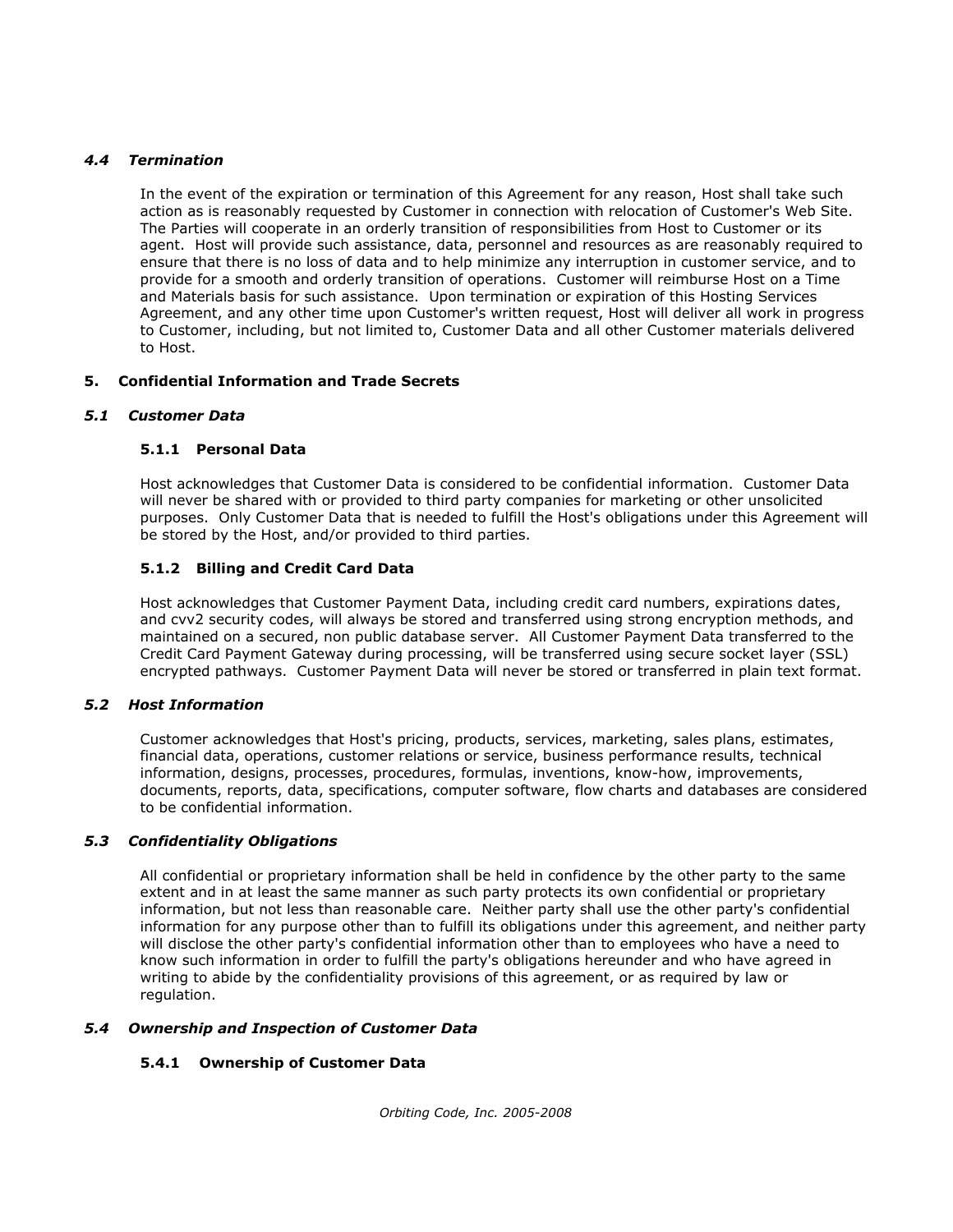### *4.4 Termination*

In the event of the expiration or termination of this Agreement for any reason, Host shall take such action as is reasonably requested by Customer in connection with relocation of Customer's Web Site. The Parties will cooperate in an orderly transition of responsibilities from Host to Customer or its agent. Host will provide such assistance, data, personnel and resources as are reasonably required to ensure that there is no loss of data and to help minimize any interruption in customer service, and to provide for a smooth and orderly transition of operations. Customer will reimburse Host on a Time and Materials basis for such assistance. Upon termination or expiration of this Hosting Services Agreement, and any other time upon Customer's written request, Host will deliver all work in progress to Customer, including, but not limited to, Customer Data and all other Customer materials delivered to Host.

## 5. Confidential Information and Trade Secrets

### *5.1 Customer Data*

#### 5.1.1 Personal Data

Host acknowledges that Customer Data is considered to be confidential information. Customer Data will never be shared with or provided to third party companies for marketing or other unsolicited purposes. Only Customer Data that is needed to fulfill the Host's obligations under this Agreement will be stored by the Host, and/or provided to third parties.

#### 5.1.2 Billing and Credit Card Data

Host acknowledges that Customer Payment Data, including credit card numbers, expirations dates, and cvv2 security codes, will always be stored and transferred using strong encryption methods, and maintained on a secured, non public database server. All Customer Payment Data transferred to the Credit Card Payment Gateway during processing, will be transferred using secure socket layer (SSL) encrypted pathways. Customer Payment Data will never be stored or transferred in plain text format.

### *5.2 Host Information*

Customer acknowledges that Host's pricing, products, services, marketing, sales plans, estimates, financial data, operations, customer relations or service, business performance results, technical information, designs, processes, procedures, formulas, inventions, know-how, improvements, documents, reports, data, specifications, computer software, flow charts and databases are considered to be confidential information.

### *5.3 Confidentiality Obligations*

All confidential or proprietary information shall be held in confidence by the other party to the same extent and in at least the same manner as such party protects its own confidential or proprietary information, but not less than reasonable care. Neither party shall use the other party's confidential information for any purpose other than to fulfill its obligations under this agreement, and neither party will disclose the other party's confidential information other than to employees who have a need to know such information in order to fulfill the party's obligations hereunder and who have agreed in writing to abide by the confidentiality provisions of this agreement, or as required by law or regulation.

### *5.4 Ownership and Inspection of Customer Data*

#### 5.4.1 Ownership of Customer Data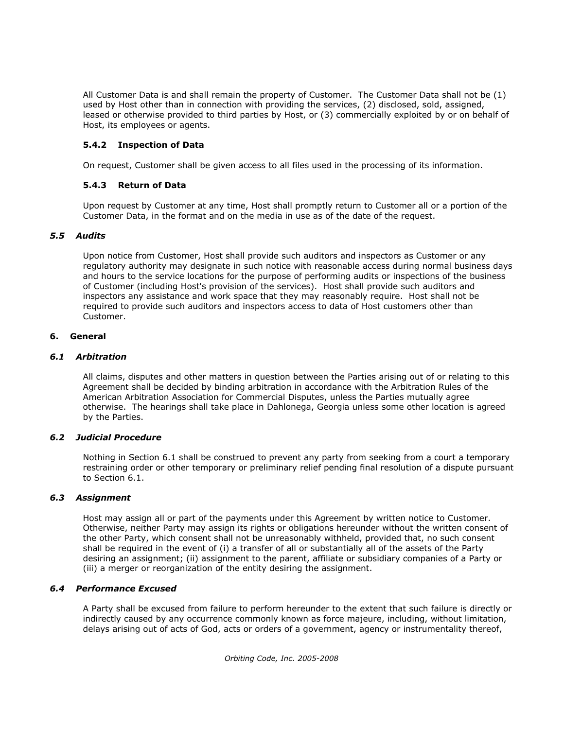All Customer Data is and shall remain the property of Customer. The Customer Data shall not be (1) used by Host other than in connection with providing the services, (2) disclosed, sold, assigned, leased or otherwise provided to third parties by Host, or (3) commercially exploited by or on behalf of Host, its employees or agents.

#### 5.4.2 Inspection of Data

On request, Customer shall be given access to all files used in the processing of its information.

#### 5.4.3 Return of Data

Upon request by Customer at any time, Host shall promptly return to Customer all or a portion of the Customer Data, in the format and on the media in use as of the date of the request.

### *5.5 Audits*

Upon notice from Customer, Host shall provide such auditors and inspectors as Customer or any regulatory authority may designate in such notice with reasonable access during normal business days and hours to the service locations for the purpose of performing audits or inspections of the business of Customer (including Host's provision of the services). Host shall provide such auditors and inspectors any assistance and work space that they may reasonably require. Host shall not be required to provide such auditors and inspectors access to data of Host customers other than Customer.

## 6. General

### *6.1 Arbitration*

All claims, disputes and other matters in question between the Parties arising out of or relating to this Agreement shall be decided by binding arbitration in accordance with the Arbitration Rules of the American Arbitration Association for Commercial Disputes, unless the Parties mutually agree otherwise. The hearings shall take place in Dahlonega, Georgia unless some other location is agreed by the Parties.

### *6.2 Judicial Procedure*

Nothing in Section 6.1 shall be construed to prevent any party from seeking from a court a temporary restraining order or other temporary or preliminary relief pending final resolution of a dispute pursuant to Section 6.1.

### *6.3 Assignment*

Host may assign all or part of the payments under this Agreement by written notice to Customer. Otherwise, neither Party may assign its rights or obligations hereunder without the written consent of the other Party, which consent shall not be unreasonably withheld, provided that, no such consent shall be required in the event of (i) a transfer of all or substantially all of the assets of the Party desiring an assignment; (ii) assignment to the parent, affiliate or subsidiary companies of a Party or (iii) a merger or reorganization of the entity desiring the assignment.

### *6.4 Performance Excused*

A Party shall be excused from failure to perform hereunder to the extent that such failure is directly or indirectly caused by any occurrence commonly known as force majeure, including, without limitation, delays arising out of acts of God, acts or orders of a government, agency or instrumentality thereof,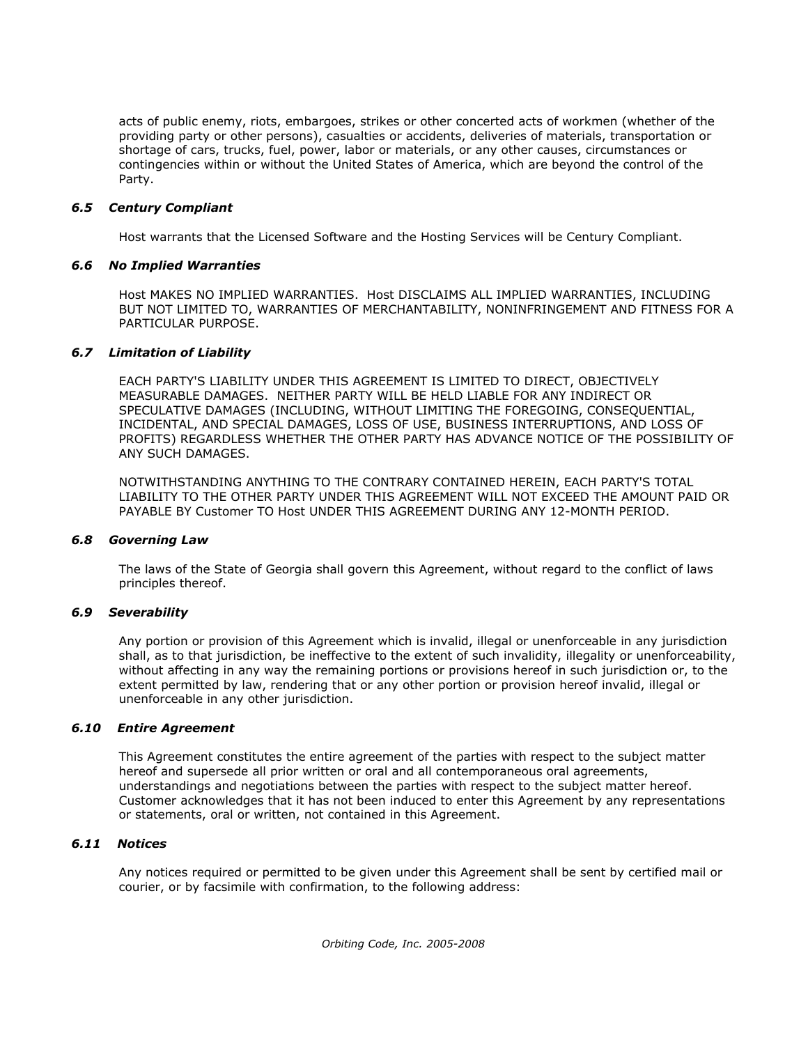acts of public enemy, riots, embargoes, strikes or other concerted acts of workmen (whether of the providing party or other persons), casualties or accidents, deliveries of materials, transportation or shortage of cars, trucks, fuel, power, labor or materials, or any other causes, circumstances or contingencies within or without the United States of America, which are beyond the control of the Party.

### *6.5 Century Compliant*

Host warrants that the Licensed Software and the Hosting Services will be Century Compliant.

### *6.6 No Implied Warranties*

Host MAKES NO IMPLIED WARRANTIES. Host DISCLAIMS ALL IMPLIED WARRANTIES, INCLUDING BUT NOT LIMITED TO, WARRANTIES OF MERCHANTABILITY, NONINFRINGEMENT AND FITNESS FOR A PARTICULAR PURPOSE.

### *6.7 Limitation of Liability*

EACH PARTY'S LIABILITY UNDER THIS AGREEMENT IS LIMITED TO DIRECT, OBJECTIVELY MEASURABLE DAMAGES. NEITHER PARTY WILL BE HELD LIABLE FOR ANY INDIRECT OR SPECULATIVE DAMAGES (INCLUDING, WITHOUT LIMITING THE FOREGOING, CONSEQUENTIAL, INCIDENTAL, AND SPECIAL DAMAGES, LOSS OF USE, BUSINESS INTERRUPTIONS, AND LOSS OF PROFITS) REGARDLESS WHETHER THE OTHER PARTY HAS ADVANCE NOTICE OF THE POSSIBILITY OF ANY SUCH DAMAGES.

NOTWITHSTANDING ANYTHING TO THE CONTRARY CONTAINED HEREIN, EACH PARTY'S TOTAL LIABILITY TO THE OTHER PARTY UNDER THIS AGREEMENT WILL NOT EXCEED THE AMOUNT PAID OR PAYABLE BY Customer TO Host UNDER THIS AGREEMENT DURING ANY 12-MONTH PERIOD.

### *6.8 Governing Law*

The laws of the State of Georgia shall govern this Agreement, without regard to the conflict of laws principles thereof.

### *6.9 Severability*

Any portion or provision of this Agreement which is invalid, illegal or unenforceable in any jurisdiction shall, as to that jurisdiction, be ineffective to the extent of such invalidity, illegality or unenforceability, without affecting in any way the remaining portions or provisions hereof in such jurisdiction or, to the extent permitted by law, rendering that or any other portion or provision hereof invalid, illegal or unenforceable in any other jurisdiction.

### *6.10 Entire Agreement*

This Agreement constitutes the entire agreement of the parties with respect to the subject matter hereof and supersede all prior written or oral and all contemporaneous oral agreements, understandings and negotiations between the parties with respect to the subject matter hereof. Customer acknowledges that it has not been induced to enter this Agreement by any representations or statements, oral or written, not contained in this Agreement.

### *6.11 Notices*

Any notices required or permitted to be given under this Agreement shall be sent by certified mail or courier, or by facsimile with confirmation, to the following address: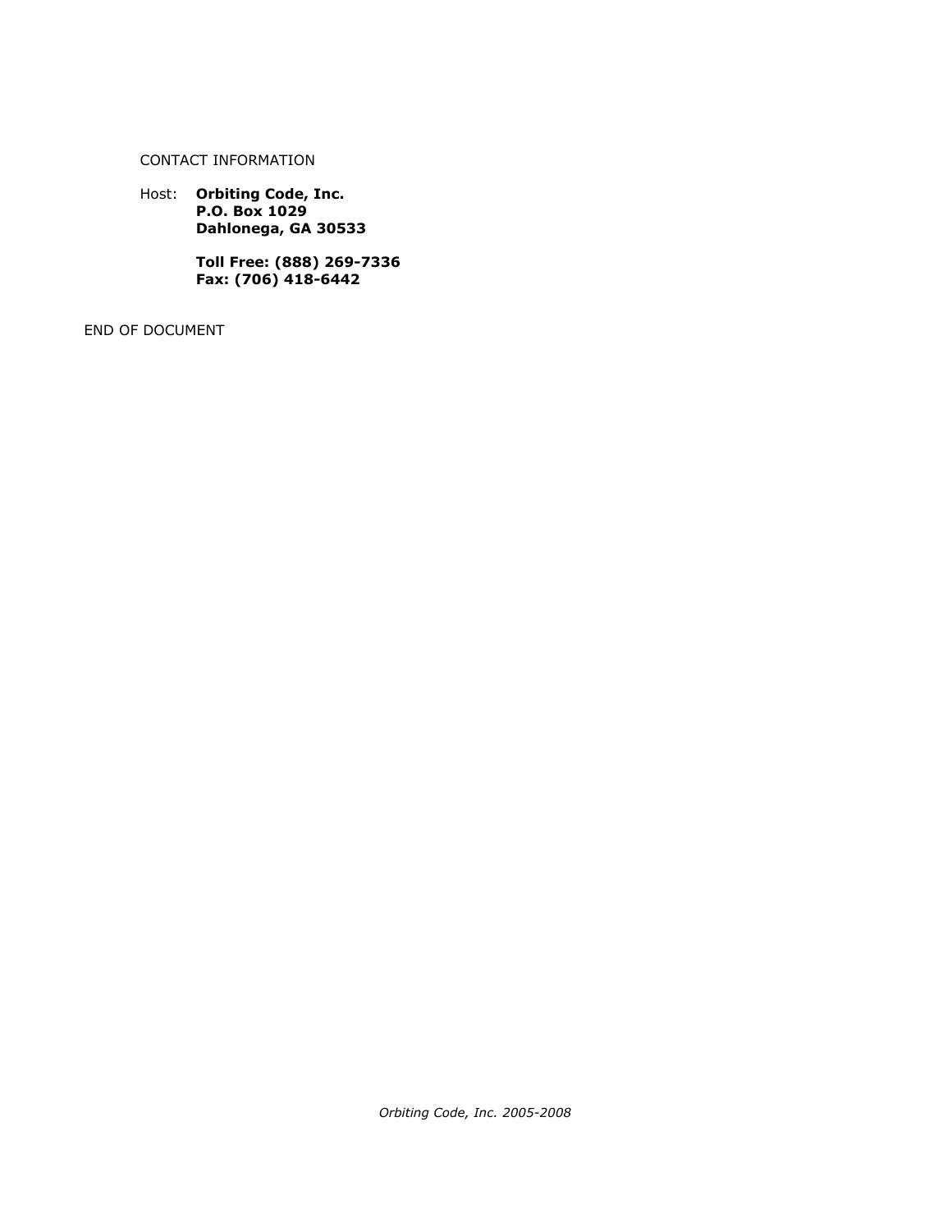CONTACT INFORMATION

Host: **Orbiting Code, Inc.**
**P.O. Box 1029**
**Dahlonega, GA 30533**

**Toll Free: (888) 269-7336**
**Fax: (706) 418-6442**

END OF DOCUMENT

*Orbiting Code, Inc. 2005-2008*